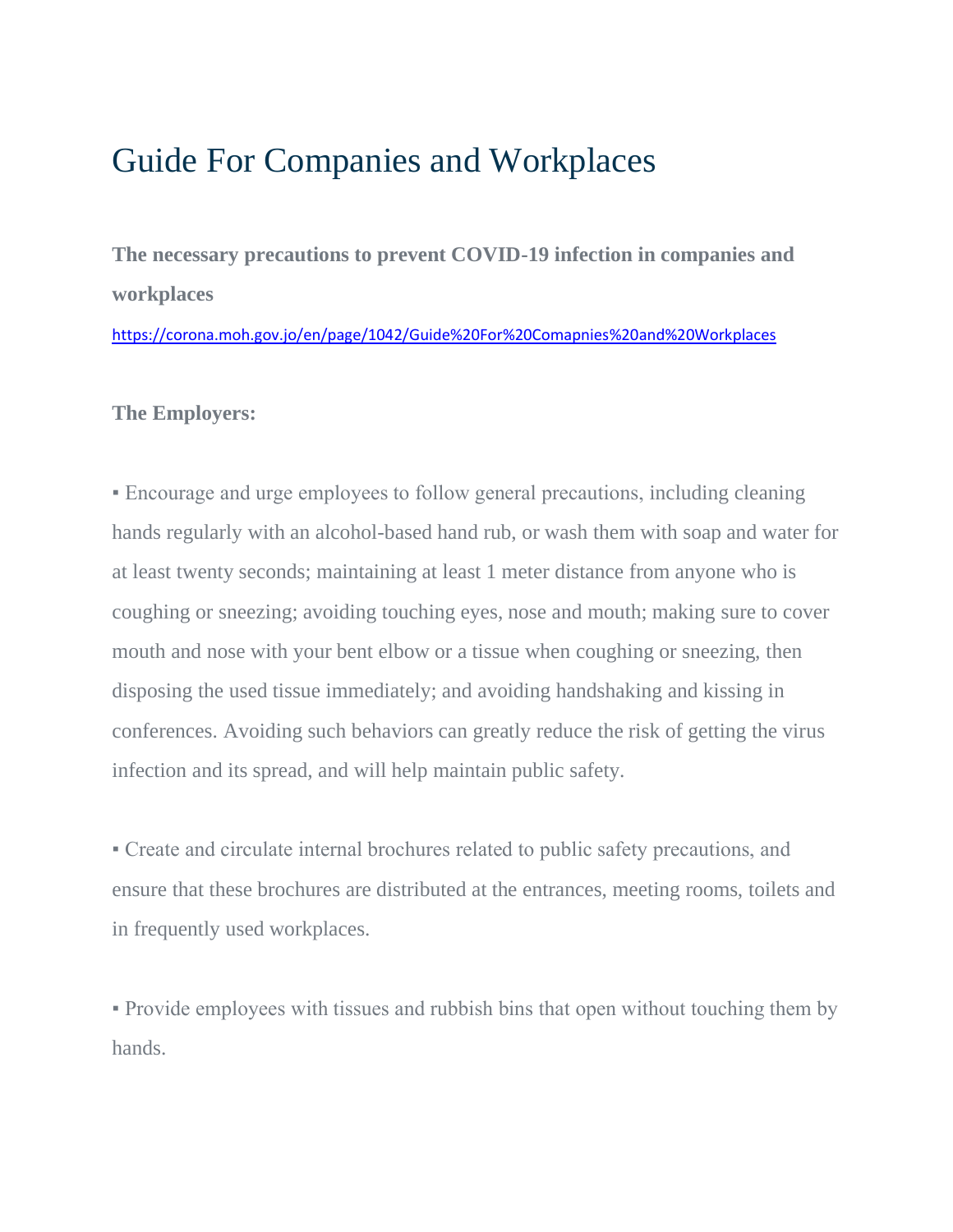# Guide For Companies and Workplaces

**The necessary precautions to prevent COVID-19 infection in companies and workplaces**

https://corona.moh.gov.jo/en/page/1042/Guide%20For%20Comapnies%20and%20Workplaces

**The Employers:**

▪ Encourage and urge employees to follow general precautions, including cleaning hands regularly with an alcohol-based hand rub, or wash them with soap and water for at least twenty seconds; maintaining at least 1 meter distance from anyone who is coughing or sneezing; avoiding touching eyes, nose and mouth; making sure to cover mouth and nose with your bent elbow or a tissue when coughing or sneezing, then disposing the used tissue immediately; and avoiding handshaking and kissing in conferences. Avoiding such behaviors can greatly reduce the risk of getting the virus infection and its spread, and will help maintain public safety.

▪ Create and circulate internal brochures related to public safety precautions, and ensure that these brochures are distributed at the entrances, meeting rooms, toilets and in frequently used workplaces.

▪ Provide employees with tissues and rubbish bins that open without touching them by hands.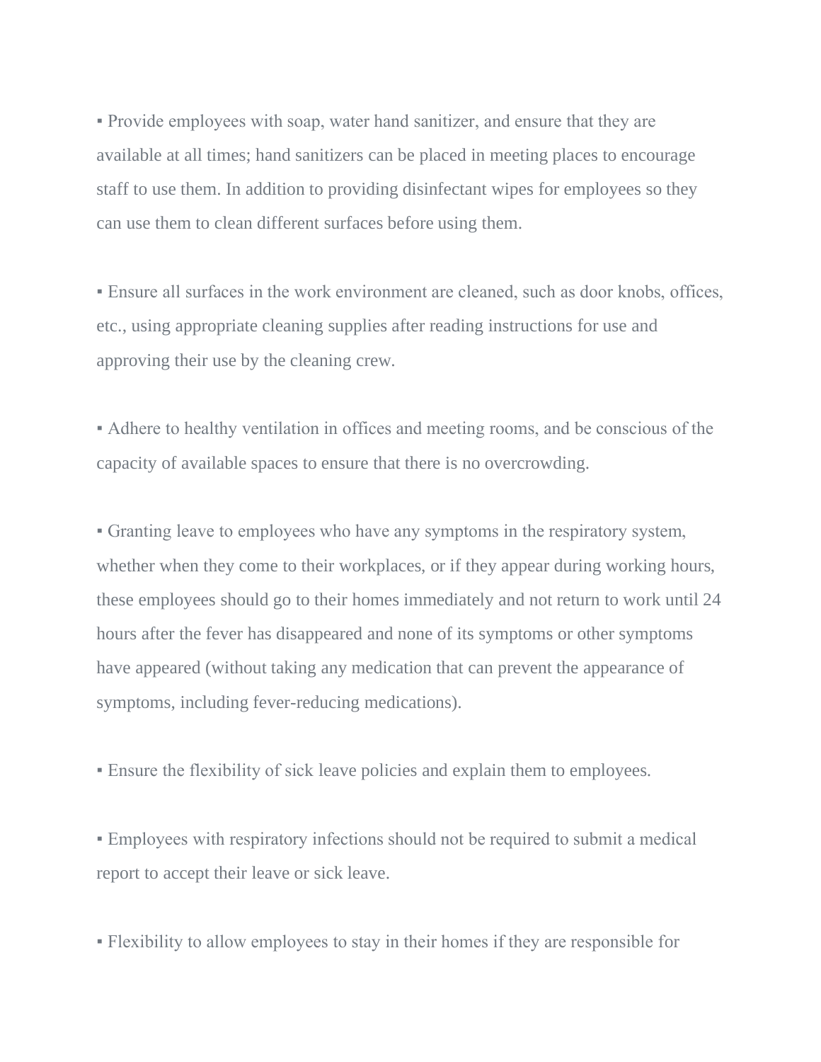▪ Provide employees with soap, water hand sanitizer, and ensure that they are available at all times; hand sanitizers can be placed in meeting places to encourage staff to use them. In addition to providing disinfectant wipes for employees so they can use them to clean different surfaces before using them.

▪ Ensure all surfaces in the work environment are cleaned, such as door knobs, offices, etc., using appropriate cleaning supplies after reading instructions for use and approving their use by the cleaning crew.

▪ Adhere to healthy ventilation in offices and meeting rooms, and be conscious of the capacity of available spaces to ensure that there is no overcrowding.

▪ Granting leave to employees who have any symptoms in the respiratory system, whether when they come to their workplaces, or if they appear during working hours, these employees should go to their homes immediately and not return to work until 24 hours after the fever has disappeared and none of its symptoms or other symptoms have appeared (without taking any medication that can prevent the appearance of symptoms, including fever-reducing medications).

▪ Ensure the flexibility of sick leave policies and explain them to employees.

▪ Employees with respiratory infections should not be required to submit a medical report to accept their leave or sick leave.

▪ Flexibility to allow employees to stay in their homes if they are responsible for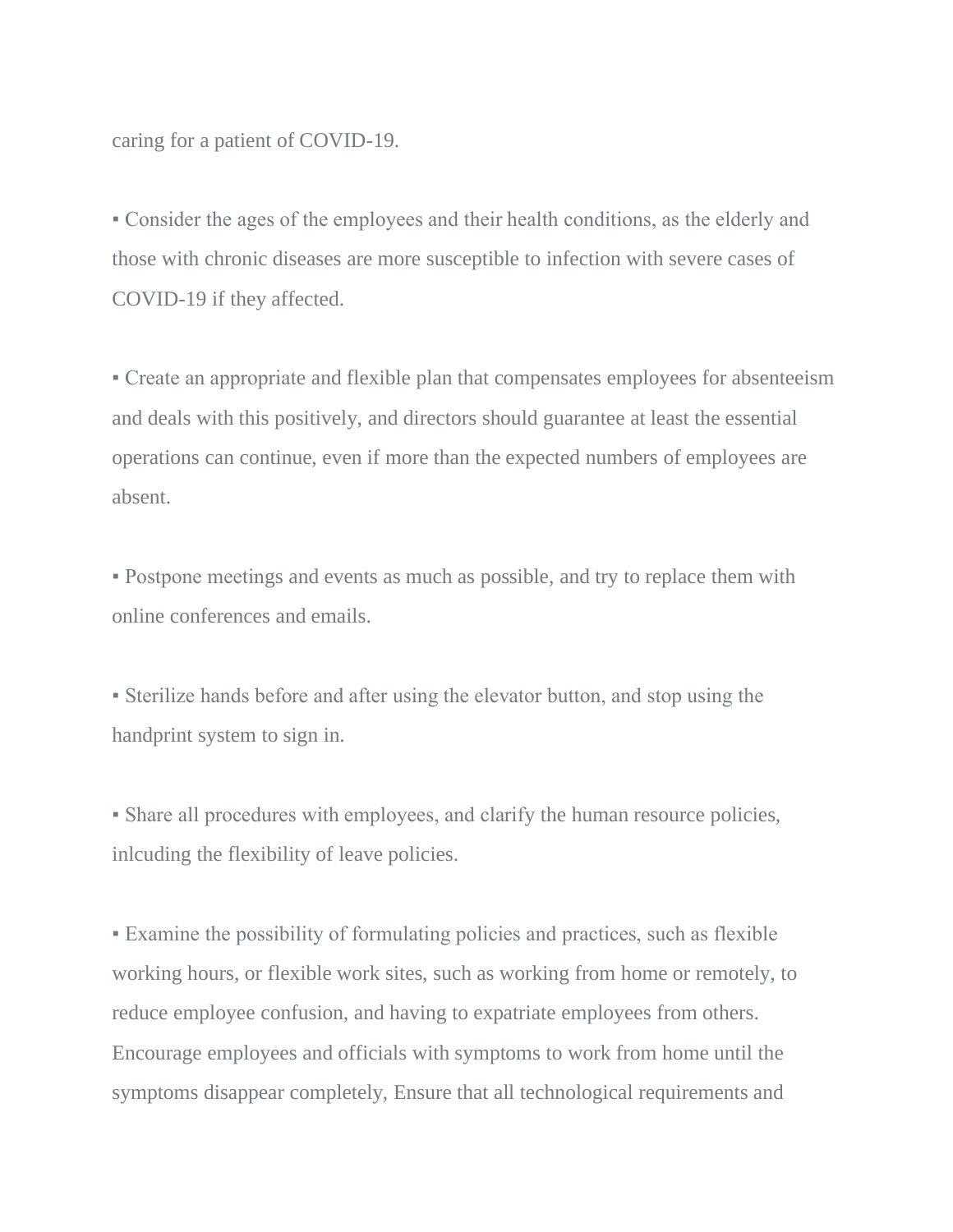caring for a patient of COVID-19.

▪ Consider the ages of the employees and their health conditions, as the elderly and those with chronic diseases are more susceptible to infection with severe cases of COVID-19 if they affected.

▪ Create an appropriate and flexible plan that compensates employees for absenteeism and deals with this positively, and directors should guarantee at least the essential operations can continue, even if more than the expected numbers of employees are absent.

▪ Postpone meetings and events as much as possible, and try to replace them with online conferences and emails.

▪ Sterilize hands before and after using the elevator button, and stop using the handprint system to sign in.

▪ Share all procedures with employees, and clarify the human resource policies, inlcuding the flexibility of leave policies.

▪ Examine the possibility of formulating policies and practices, such as flexible working hours, or flexible work sites, such as working from home or remotely, to reduce employee confusion, and having to expatriate employees from others. Encourage employees and officials with symptoms to work from home until the symptoms disappear completely, Ensure that all technological requirements and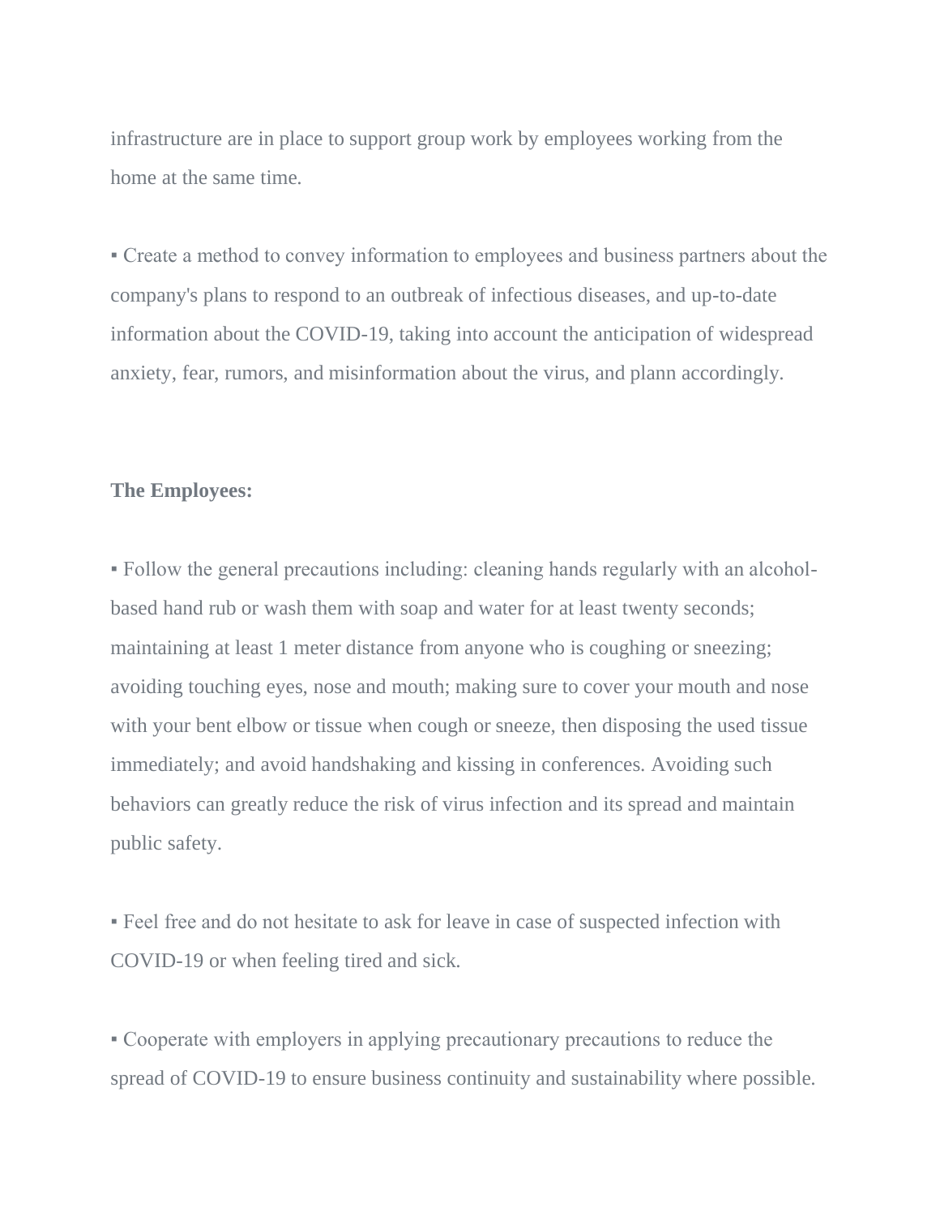infrastructure are in place to support group work by employees working from the home at the same time.

▪ Create a method to convey information to employees and business partners about the company's plans to respond to an outbreak of infectious diseases, and up-to-date information about the COVID-19, taking into account the anticipation of widespread anxiety, fear, rumors, and misinformation about the virus, and plann accordingly.

**The Employees:**

▪ Follow the general precautions including: cleaning hands regularly with an alcohol-based hand rub or wash them with soap and water for at least twenty seconds; maintaining at least 1 meter distance from anyone who is coughing or sneezing; avoiding touching eyes, nose and mouth; making sure to cover your mouth and nose with your bent elbow or tissue when cough or sneeze, then disposing the used tissue immediately; and avoid handshaking and kissing in conferences. Avoiding such behaviors can greatly reduce the risk of virus infection and its spread and maintain public safety.

▪ Feel free and do not hesitate to ask for leave in case of suspected infection with COVID-19 or when feeling tired and sick.

▪ Cooperate with employers in applying precautionary precautions to reduce the spread of COVID-19 to ensure business continuity and sustainability where possible.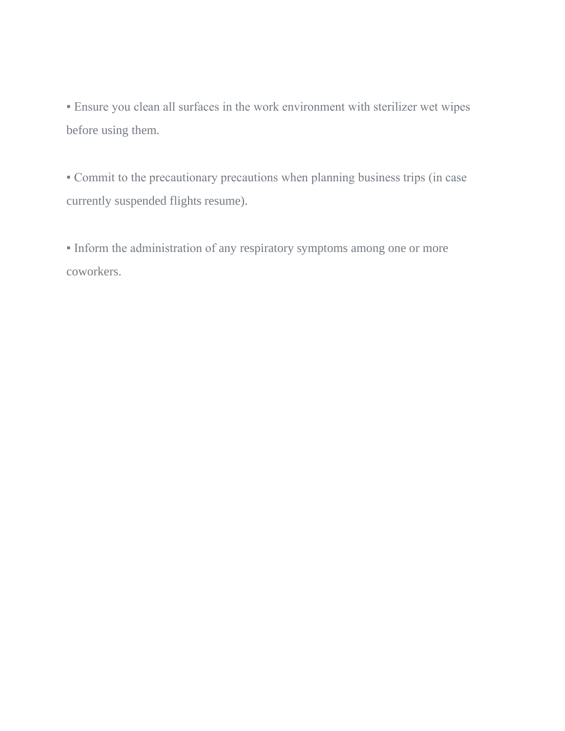- Ensure you clean all surfaces in the work environment with sterilizer wet wipes before using them.

- Commit to the precautionary precautions when planning business trips (in case currently suspended flights resume).

- Inform the administration of any respiratory symptoms among one or more coworkers.